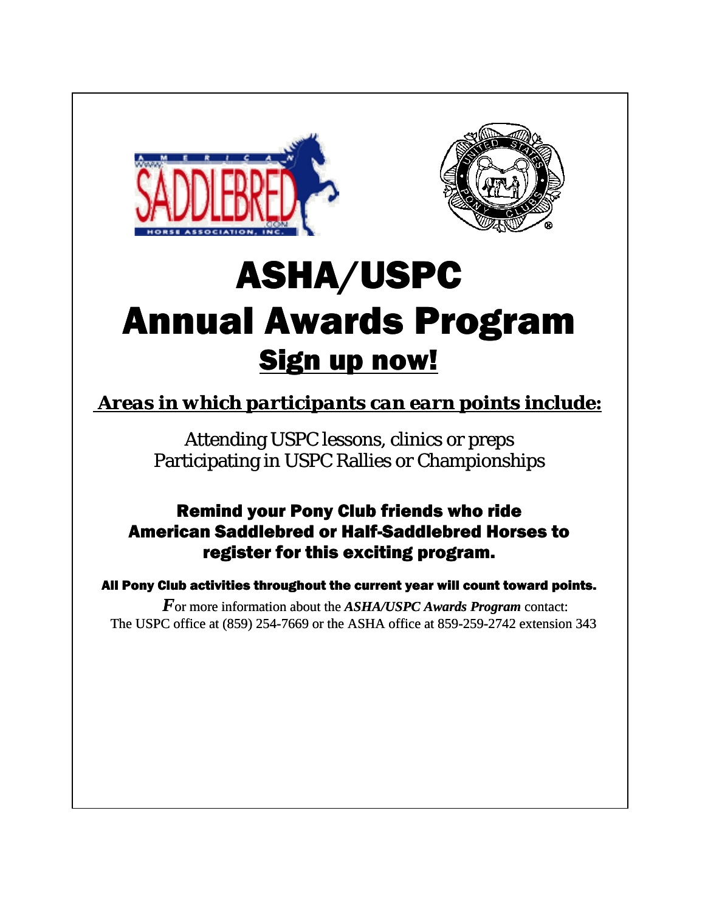# ASHA/USPC
# Annual Awards Program

## Sign up now!

***Areas in which participants can earn points include:***

Attending USPC lessons, clinics or preps
Participating in USPC Rallies or Championships

**Remind your Pony Club friends who ride American Saddlebred or Half-Saddlebred Horses to register for this exciting program.**

**All Pony Club activities throughout the current year will count toward points.**

For more information about the ***ASHA/USPC Awards Program*** contact:
The USPC office at (859) 254-7669 or the ASHA office at 859-259-2742 extension 343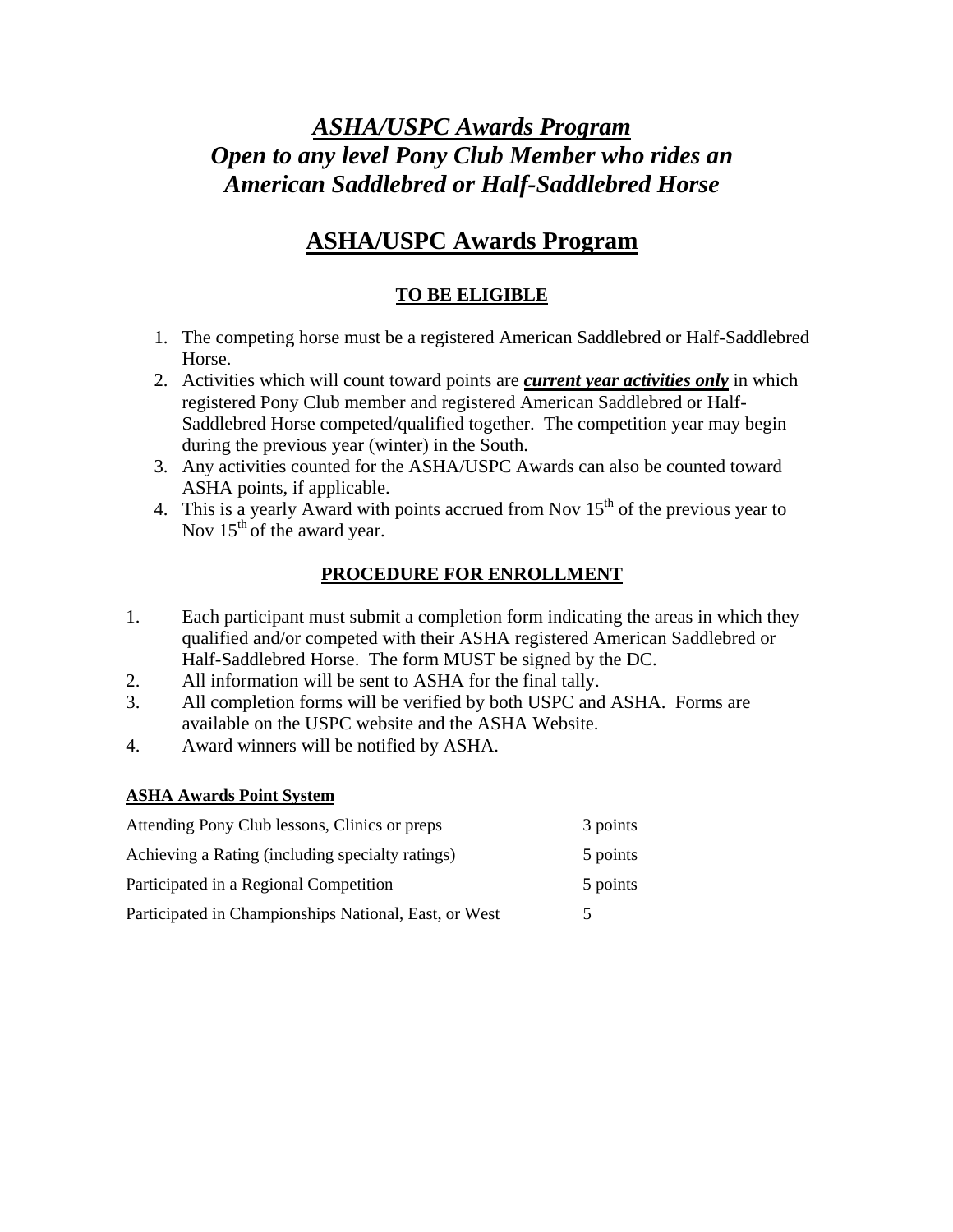# ***ASHA/USPC Awards Program***
# ***Open to any level Pony Club Member who rides an American Saddlebred or Half-Saddlebred Horse***

## ASHA/USPC Awards Program

### TO BE ELIGIBLE

1. The competing horse must be a registered American Saddlebred or Half-Saddlebred Horse.
2. Activities which will count toward points are ***current year activities only*** in which registered Pony Club member and registered American Saddlebred or Half-Saddlebred Horse competed/qualified together. The competition year may begin during the previous year (winter) in the South.
3. Any activities counted for the ASHA/USPC Awards can also be counted toward ASHA points, if applicable.
4. This is a yearly Award with points accrued from Nov 15th of the previous year to Nov 15th of the award year.

### PROCEDURE FOR ENROLLMENT

1. Each participant must submit a completion form indicating the areas in which they qualified and/or competed with their ASHA registered American Saddlebred or Half-Saddlebred Horse. The form MUST be signed by the DC.
2. All information will be sent to ASHA for the final tally.
3. All completion forms will be verified by both USPC and ASHA. Forms are available on the USPC website and the ASHA Website.
4. Award winners will be notified by ASHA.

**ASHA Awards Point System**

| | |
|---|---|
| Attending Pony Club lessons, Clinics or preps | 3 points |
| Achieving a Rating (including specialty ratings) | 5 points |
| Participated in a Regional Competition | 5 points |
| Participated in Championships National, East, or West | 5 |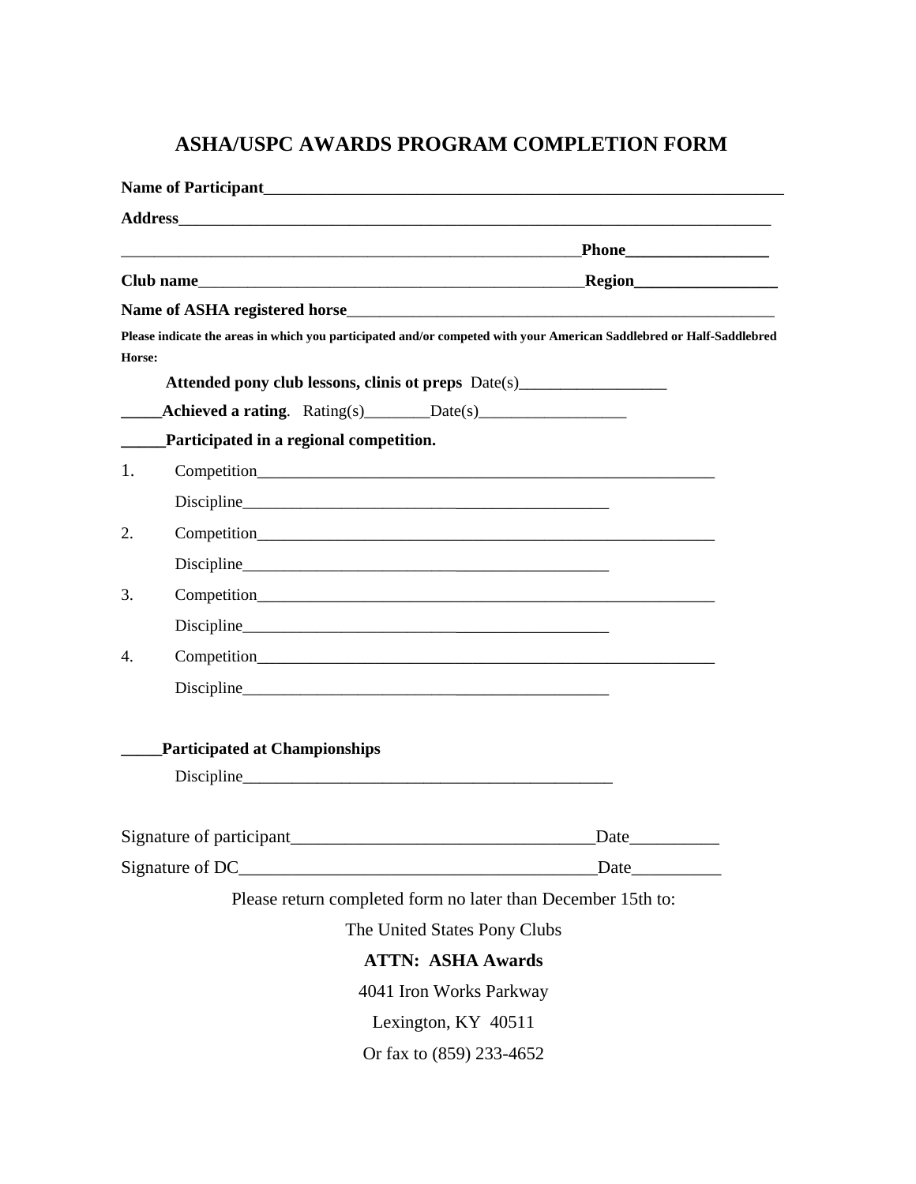# ASHA/USPC AWARDS PROGRAM COMPLETION FORM

**Name of Participant**_______________________________________________________________

**Address**_______________________________________________________________________

__________________________________________________________**Phone**_________________

**Club name**________________________________________________**Region**_________________

**Name of ASHA registered horse**_____________________________________________________

**Please indicate the areas in which you participated and/or competed with your American Saddlebred or Half-Saddlebred Horse:**

**Attended pony club lessons, clinis ot preps** Date(s)__________________

_____**Achieved a rating**. Rating(s)________Date(s)__________________

_____**Participated in a regional competition.**

1. Competition_________________________________________________________

   Discipline_____________________________________________

2. Competition_________________________________________________________

   Discipline_____________________________________________

3. Competition_________________________________________________________

   Discipline_____________________________________________

4. Competition_________________________________________________________

   Discipline_____________________________________________

_____**Participated at Championships**

Discipline______________________________________________

Signature of participant___________________________________Date__________

Signature of DC________________________________________Date__________

Please return completed form no later than December 15th to:

The United States Pony Clubs

**ATTN: ASHA Awards**

4041 Iron Works Parkway

Lexington, KY 40511

Or fax to (859) 233-4652